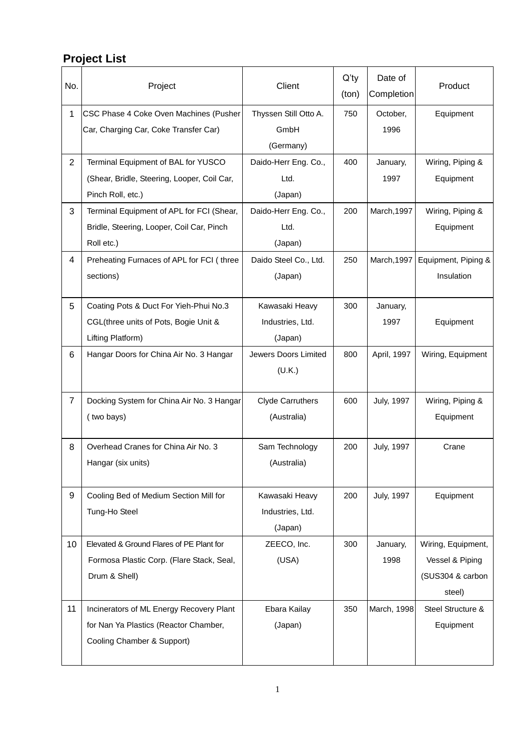## Project List

| No. | Project | Client | Q'ty (ton) | Date of Completion | Product |
|---|---|---|---|---|---|
| 1 | CSC Phase 4 Coke Oven Machines (Pusher Car, Charging Car, Coke Transfer Car) | Thyssen Still Otto A. GmbH (Germany) | 750 | October, 1996 | Equipment |
| 2 | Terminal Equipment of BAL for YUSCO (Shear, Bridle, Steering, Looper, Coil Car, Pinch Roll, etc.) | Daido-Herr Eng. Co., Ltd. (Japan) | 400 | January, 1997 | Wiring, Piping & Equipment |
| 3 | Terminal Equipment of APL for FCI (Shear, Bridle, Steering, Looper, Coil Car, Pinch Roll etc.) | Daido-Herr Eng. Co., Ltd. (Japan) | 200 | March,1997 | Wiring, Piping & Equipment |
| 4 | Preheating Furnaces of APL for FCI ( three sections) | Daido Steel Co., Ltd. (Japan) | 250 | March,1997 | Equipment, Piping & Insulation |
| 5 | Coating Pots & Duct For Yieh-Phui No.3 CGL(three units of Pots, Bogie Unit & Lifting Platform) | Kawasaki Heavy Industries, Ltd. (Japan) | 300 | January, 1997 | Equipment |
| 6 | Hangar Doors for China Air No. 3 Hangar | Jewers Doors Limited (U.K.) | 800 | April, 1997 | Wiring, Equipment |
| 7 | Docking System for China Air No. 3 Hangar ( two bays) | Clyde Carruthers (Australia) | 600 | July, 1997 | Wiring, Piping & Equipment |
| 8 | Overhead Cranes for China Air No. 3 Hangar (six units) | Sam Technology (Australia) | 200 | July, 1997 | Crane |
| 9 | Cooling Bed of Medium Section Mill for Tung-Ho Steel | Kawasaki Heavy Industries, Ltd. (Japan) | 200 | July, 1997 | Equipment |
| 10 | Elevated & Ground Flares of PE Plant for Formosa Plastic Corp. (Flare Stack, Seal, Drum & Shell) | ZEECO, Inc. (USA) | 300 | January, 1998 | Wiring, Equipment, Vessel & Piping (SUS304 & carbon steel) |
| 11 | Incinerators of ML Energy Recovery Plant for Nan Ya Plastics (Reactor Chamber, Cooling Chamber & Support) | Ebara Kailay (Japan) | 350 | March, 1998 | Steel Structure & Equipment |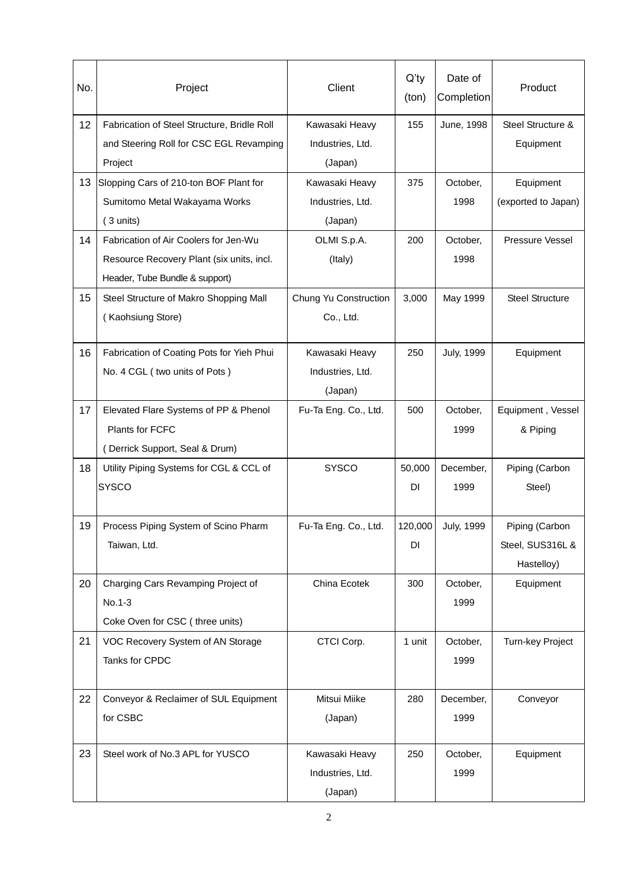| No. | Project | Client | Q'ty (ton) | Date of Completion | Product |
| --- | --- | --- | --- | --- | --- |
| 12 | Fabrication of Steel Structure, Bridle Roll and Steering Roll for CSC EGL Revamping Project | Kawasaki Heavy Industries, Ltd. (Japan) | 155 | June, 1998 | Steel Structure & Equipment |
| 13 | Slopping Cars of 210-ton BOF Plant for Sumitomo Metal Wakayama Works ( 3 units) | Kawasaki Heavy Industries, Ltd. (Japan) | 375 | October, 1998 | Equipment (exported to Japan) |
| 14 | Fabrication of Air Coolers for Jen-Wu Resource Recovery Plant (six units, incl. Header, Tube Bundle & support) | OLMI S.p.A. (Italy) | 200 | October, 1998 | Pressure Vessel |
| 15 | Steel Structure of Makro Shopping Mall ( Kaohsiung Store) | Chung Yu Construction Co., Ltd. | 3,000 | May 1999 | Steel Structure |
| 16 | Fabrication of Coating Pots for Yieh Phui No. 4 CGL ( two units of Pots ) | Kawasaki Heavy Industries, Ltd. (Japan) | 250 | July, 1999 | Equipment |
| 17 | Elevated Flare Systems of PP & Phenol Plants for FCFC ( Derrick Support, Seal & Drum) | Fu-Ta Eng. Co., Ltd. | 500 | October, 1999 | Equipment , Vessel & Piping |
| 18 | Utility Piping Systems for CGL & CCL of SYSCO | SYSCO | 50,000 DI | December, 1999 | Piping (Carbon Steel) |
| 19 | Process Piping System of Scino Pharm Taiwan, Ltd. | Fu-Ta Eng. Co., Ltd. | 120,000 DI | July, 1999 | Piping (Carbon Steel, SUS316L & Hastelloy) |
| 20 | Charging Cars Revamping Project of No.1-3 Coke Oven for CSC ( three units) | China Ecotek | 300 | October, 1999 | Equipment |
| 21 | VOC Recovery System of AN Storage Tanks for CPDC | CTCI Corp. | 1 unit | October, 1999 | Turn-key Project |
| 22 | Conveyor & Reclaimer of SUL Equipment for CSBC | Mitsui Miike (Japan) | 280 | December, 1999 | Conveyor |
| 23 | Steel work of No.3 APL for YUSCO | Kawasaki Heavy Industries, Ltd. (Japan) | 250 | October, 1999 | Equipment |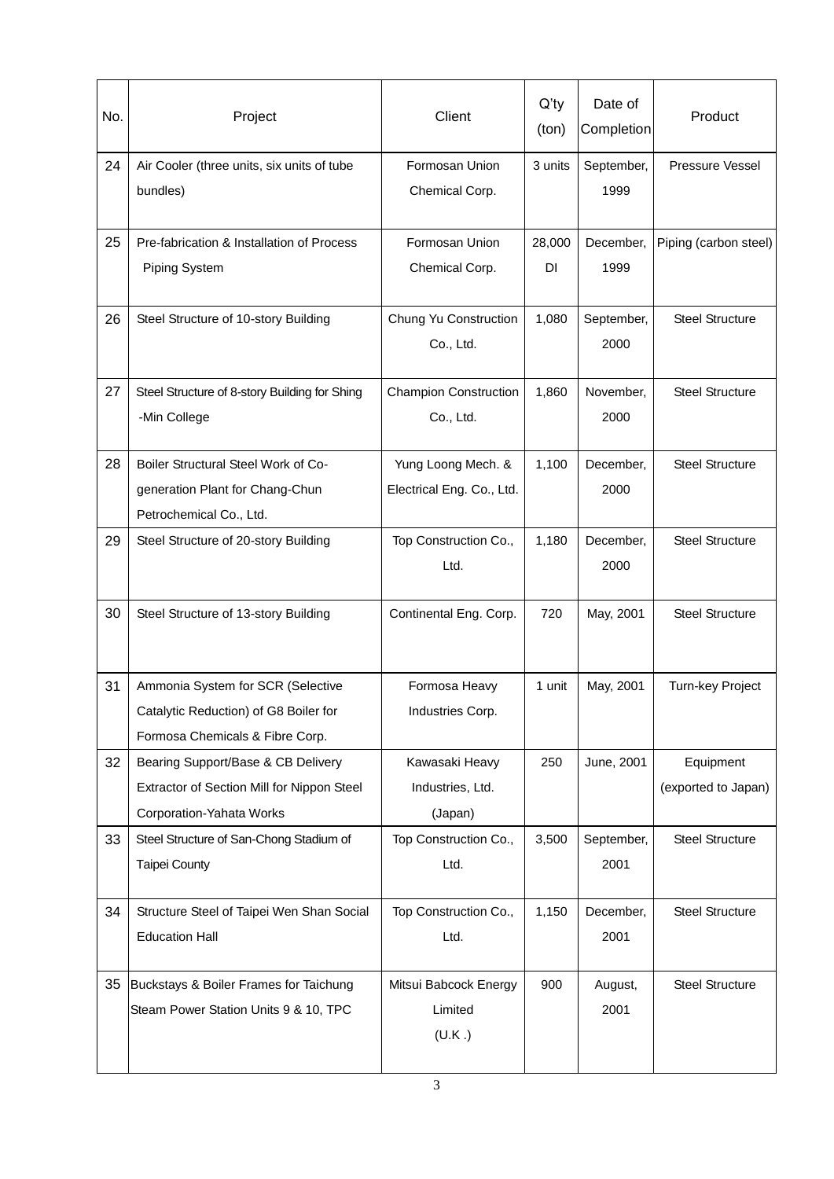| No. | Project | Client | Q'ty (ton) | Date of Completion | Product |
|---|---|---|---|---|---|
| 24 | Air Cooler (three units, six units of tube bundles) | Formosan Union Chemical Corp. | 3 units | September, 1999 | Pressure Vessel |
| 25 | Pre-fabrication & Installation of Process Piping System | Formosan Union Chemical Corp. | 28,000 DI | December, 1999 | Piping (carbon steel) |
| 26 | Steel Structure of 10-story Building | Chung Yu Construction Co., Ltd. | 1,080 | September, 2000 | Steel Structure |
| 27 | Steel Structure of 8-story Building for Shing -Min College | Champion Construction Co., Ltd. | 1,860 | November, 2000 | Steel Structure |
| 28 | Boiler Structural Steel Work of Co-generation Plant for Chang-Chun Petrochemical Co., Ltd. | Yung Loong Mech. & Electrical Eng. Co., Ltd. | 1,100 | December, 2000 | Steel Structure |
| 29 | Steel Structure of 20-story Building | Top Construction Co., Ltd. | 1,180 | December, 2000 | Steel Structure |
| 30 | Steel Structure of 13-story Building | Continental Eng. Corp. | 720 | May, 2001 | Steel Structure |
| 31 | Ammonia System for SCR (Selective Catalytic Reduction) of G8 Boiler for Formosa Chemicals & Fibre Corp. | Formosa Heavy Industries Corp. | 1 unit | May, 2001 | Turn-key Project |
| 32 | Bearing Support/Base & CB Delivery Extractor of Section Mill for Nippon Steel Corporation-Yahata Works | Kawasaki Heavy Industries, Ltd. (Japan) | 250 | June, 2001 | Equipment (exported to Japan) |
| 33 | Steel Structure of San-Chong Stadium of Taipei County | Top Construction Co., Ltd. | 3,500 | September, 2001 | Steel Structure |
| 34 | Structure Steel of Taipei Wen Shan Social Education Hall | Top Construction Co., Ltd. | 1,150 | December, 2001 | Steel Structure |
| 35 | Buckstays & Boiler Frames for Taichung Steam Power Station Units 9 & 10, TPC | Mitsui Babcock Energy Limited (U.K .) | 900 | August, 2001 | Steel Structure |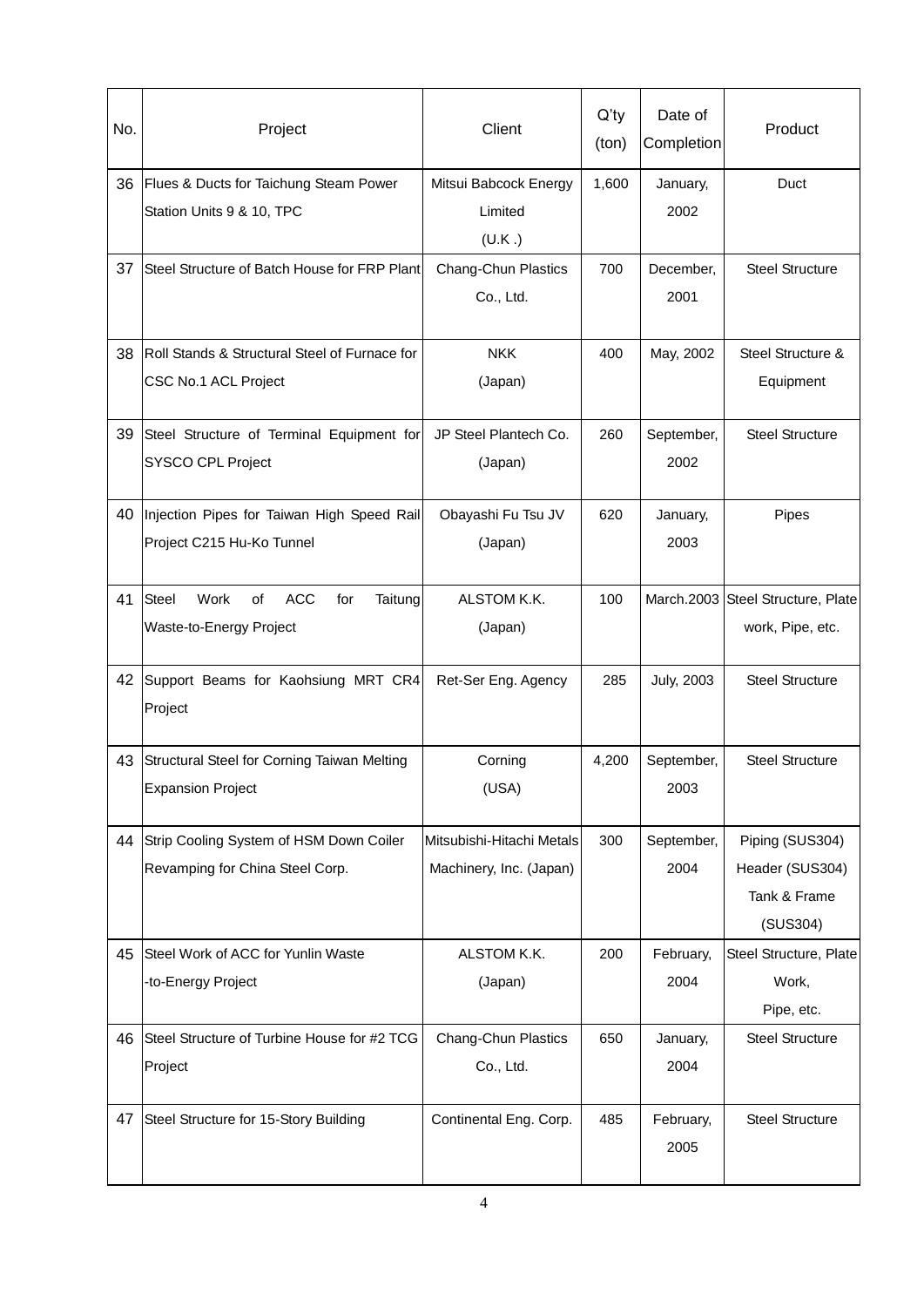| No. | Project | Client | Q'ty (ton) | Date of Completion | Product |
|---|---|---|---|---|---|
| 36 | Flues & Ducts for Taichung Steam Power Station Units 9 & 10, TPC | Mitsui Babcock Energy Limited (U.K .) | 1,600 | January, 2002 | Duct |
| 37 | Steel Structure of Batch House for FRP Plant | Chang-Chun Plastics Co., Ltd. | 700 | December, 2001 | Steel Structure |
| 38 | Roll Stands & Structural Steel of Furnace for CSC No.1 ACL Project | NKK (Japan) | 400 | May, 2002 | Steel Structure & Equipment |
| 39 | Steel Structure of Terminal Equipment for SYSCO CPL Project | JP Steel Plantech Co. (Japan) | 260 | September, 2002 | Steel Structure |
| 40 | Injection Pipes for Taiwan High Speed Rail Project C215 Hu-Ko Tunnel | Obayashi Fu Tsu JV (Japan) | 620 | January, 2003 | Pipes |
| 41 | Steel Work of ACC for Taitung Waste-to-Energy Project | ALSTOM K.K. (Japan) | 100 | March.2003 | Steel Structure, Plate work, Pipe, etc. |
| 42 | Support Beams for Kaohsiung MRT CR4 Project | Ret-Ser Eng. Agency | 285 | July, 2003 | Steel Structure |
| 43 | Structural Steel for Corning Taiwan Melting Expansion Project | Corning (USA) | 4,200 | September, 2003 | Steel Structure |
| 44 | Strip Cooling System of HSM Down Coiler Revamping for China Steel Corp. | Mitsubishi-Hitachi Metals Machinery, Inc. (Japan) | 300 | September, 2004 | Piping (SUS304) Header (SUS304) Tank & Frame (SUS304) |
| 45 | Steel Work of ACC for Yunlin Waste -to-Energy Project | ALSTOM K.K. (Japan) | 200 | February, 2004 | Steel Structure, Plate Work, Pipe, etc. |
| 46 | Steel Structure of Turbine House for #2 TCG Project | Chang-Chun Plastics Co., Ltd. | 650 | January, 2004 | Steel Structure |
| 47 | Steel Structure for 15-Story Building | Continental Eng. Corp. | 485 | February, 2005 | Steel Structure |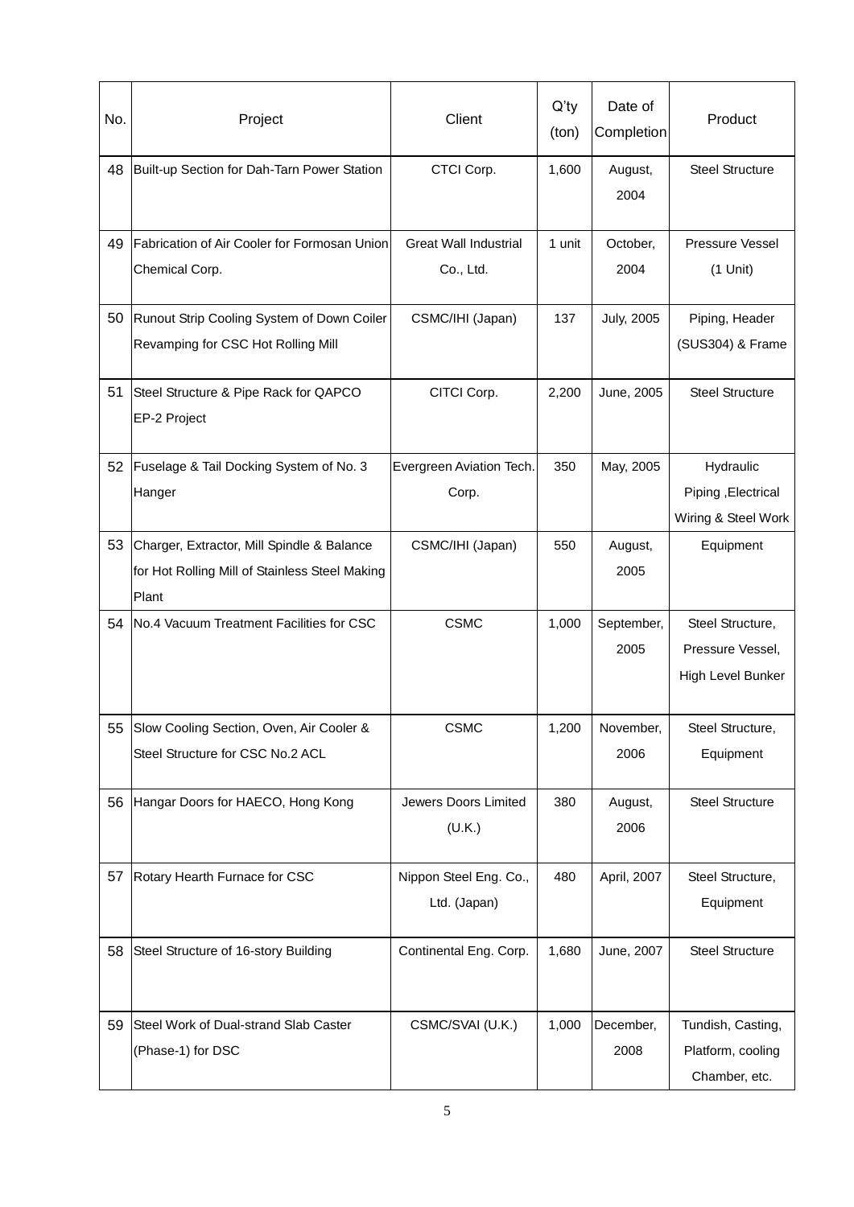| No. | Project | Client | Q'ty (ton) | Date of Completion | Product |
|---|---|---|---|---|---|
| 48 | Built-up Section for Dah-Tarn Power Station | CTCI Corp. | 1,600 | August, 2004 | Steel Structure |
| 49 | Fabrication of Air Cooler for Formosan Union Chemical Corp. | Great Wall Industrial Co., Ltd. | 1 unit | October, 2004 | Pressure Vessel (1 Unit) |
| 50 | Runout Strip Cooling System of Down Coiler Revamping for CSC Hot Rolling Mill | CSMC/IHI (Japan) | 137 | July, 2005 | Piping, Header (SUS304) & Frame |
| 51 | Steel Structure & Pipe Rack for QAPCO EP-2 Project | CITCI Corp. | 2,200 | June, 2005 | Steel Structure |
| 52 | Fuselage & Tail Docking System of No. 3 Hanger | Evergreen Aviation Tech. Corp. | 350 | May, 2005 | Hydraulic Piping ,Electrical Wiring & Steel Work |
| 53 | Charger, Extractor, Mill Spindle & Balance for Hot Rolling Mill of Stainless Steel Making Plant | CSMC/IHI (Japan) | 550 | August, 2005 | Equipment |
| 54 | No.4 Vacuum Treatment Facilities for CSC | CSMC | 1,000 | September, 2005 | Steel Structure, Pressure Vessel, High Level Bunker |
| 55 | Slow Cooling Section, Oven, Air Cooler & Steel Structure for CSC No.2 ACL | CSMC | 1,200 | November, 2006 | Steel Structure, Equipment |
| 56 | Hangar Doors for HAECO, Hong Kong | Jewers Doors Limited (U.K.) | 380 | August, 2006 | Steel Structure |
| 57 | Rotary Hearth Furnace for CSC | Nippon Steel Eng. Co., Ltd. (Japan) | 480 | April, 2007 | Steel Structure, Equipment |
| 58 | Steel Structure of 16-story Building | Continental Eng. Corp. | 1,680 | June, 2007 | Steel Structure |
| 59 | Steel Work of Dual-strand Slab Caster (Phase-1) for DSC | CSMC/SVAI (U.K.) | 1,000 | December, 2008 | Tundish, Casting, Platform, cooling Chamber, etc. |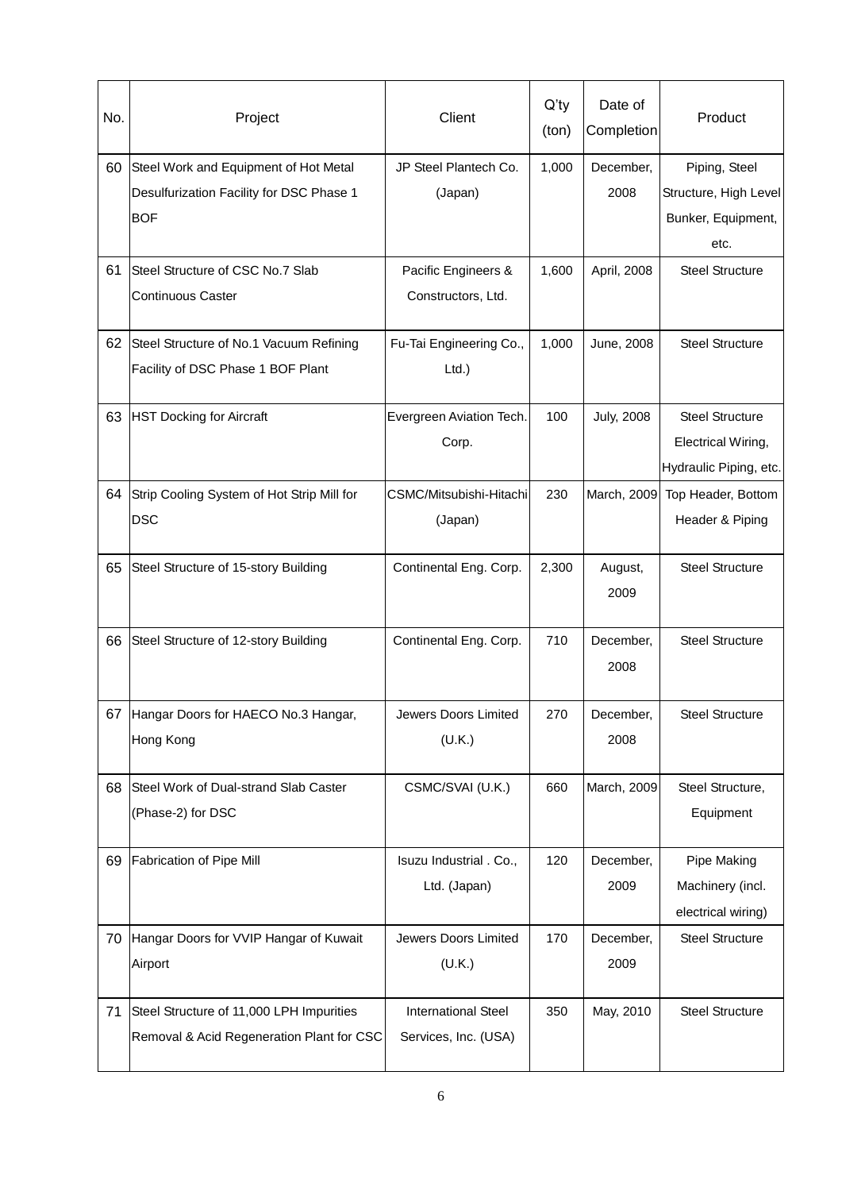| No. | Project | Client | Q'ty (ton) | Date of Completion | Product |
|---|---|---|---|---|---|
| 60 | Steel Work and Equipment of Hot Metal Desulfurization Facility for DSC Phase 1 BOF | JP Steel Plantech Co. (Japan) | 1,000 | December, 2008 | Piping, Steel Structure, High Level Bunker, Equipment, etc. |
| 61 | Steel Structure of CSC No.7 Slab Continuous Caster | Pacific Engineers & Constructors, Ltd. | 1,600 | April, 2008 | Steel Structure |
| 62 | Steel Structure of No.1 Vacuum Refining Facility of DSC Phase 1 BOF Plant | Fu-Tai Engineering Co., Ltd.) | 1,000 | June, 2008 | Steel Structure |
| 63 | HST Docking for Aircraft | Evergreen Aviation Tech. Corp. | 100 | July, 2008 | Steel Structure Electrical Wiring, Hydraulic Piping, etc. |
| 64 | Strip Cooling System of Hot Strip Mill for DSC | CSMC/Mitsubishi-Hitachi (Japan) | 230 | March, 2009 | Top Header, Bottom Header & Piping |
| 65 | Steel Structure of 15-story Building | Continental Eng. Corp. | 2,300 | August, 2009 | Steel Structure |
| 66 | Steel Structure of 12-story Building | Continental Eng. Corp. | 710 | December, 2008 | Steel Structure |
| 67 | Hangar Doors for HAECO No.3 Hangar, Hong Kong | Jewers Doors Limited (U.K.) | 270 | December, 2008 | Steel Structure |
| 68 | Steel Work of Dual-strand Slab Caster (Phase-2) for DSC | CSMC/SVAI (U.K.) | 660 | March, 2009 | Steel Structure, Equipment |
| 69 | Fabrication of Pipe Mill | Isuzu Industrial . Co., Ltd. (Japan) | 120 | December, 2009 | Pipe Making Machinery (incl. electrical wiring) |
| 70 | Hangar Doors for VVIP Hangar of Kuwait Airport | Jewers Doors Limited (U.K.) | 170 | December, 2009 | Steel Structure |
| 71 | Steel Structure of 11,000 LPH Impurities Removal & Acid Regeneration Plant for CSC | International Steel Services, Inc. (USA) | 350 | May, 2010 | Steel Structure |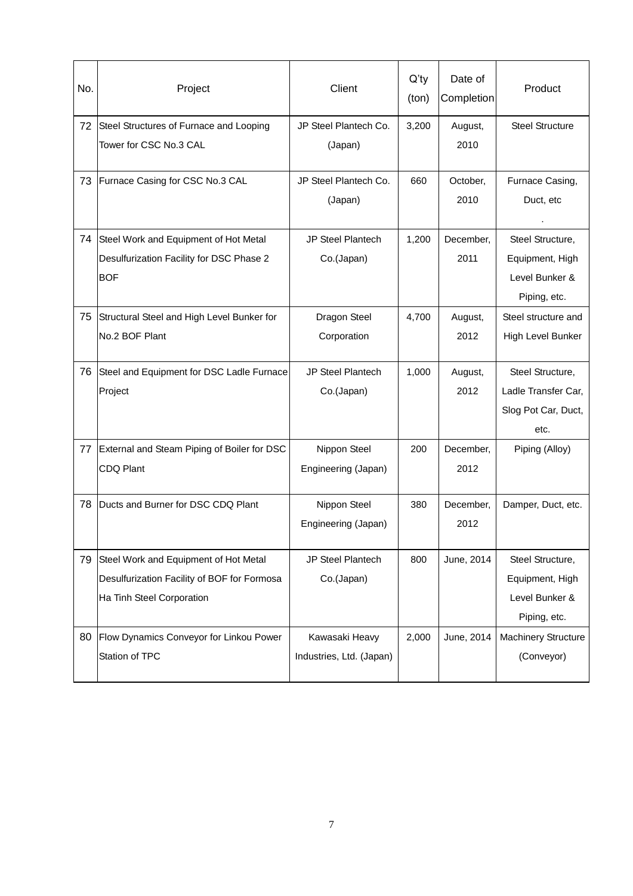| No. | Project | Client | Q'ty (ton) | Date of Completion | Product |
|---|---|---|---|---|---|
| 72 | Steel Structures of Furnace and Looping Tower for CSC No.3 CAL | JP Steel Plantech Co. (Japan) | 3,200 | August, 2010 | Steel Structure |
| 73 | Furnace Casing for CSC No.3 CAL | JP Steel Plantech Co. (Japan) | 660 | October, 2010 | Furnace Casing, Duct, etc . |
| 74 | Steel Work and Equipment of Hot Metal Desulfurization Facility for DSC Phase 2 BOF | JP Steel Plantech Co.(Japan) | 1,200 | December, 2011 | Steel Structure, Equipment, High Level Bunker & Piping, etc. |
| 75 | Structural Steel and High Level Bunker for No.2 BOF Plant | Dragon Steel Corporation | 4,700 | August, 2012 | Steel structure and High Level Bunker |
| 76 | Steel and Equipment for DSC Ladle Furnace Project | JP Steel Plantech Co.(Japan) | 1,000 | August, 2012 | Steel Structure, Ladle Transfer Car, Slog Pot Car, Duct, etc. |
| 77 | External and Steam Piping of Boiler for DSC CDQ Plant | Nippon Steel Engineering (Japan) | 200 | December, 2012 | Piping (Alloy) |
| 78 | Ducts and Burner for DSC CDQ Plant | Nippon Steel Engineering (Japan) | 380 | December, 2012 | Damper, Duct, etc. |
| 79 | Steel Work and Equipment of Hot Metal Desulfurization Facility of BOF for Formosa Ha Tinh Steel Corporation | JP Steel Plantech Co.(Japan) | 800 | June, 2014 | Steel Structure, Equipment, High Level Bunker & Piping, etc. |
| 80 | Flow Dynamics Conveyor for Linkou Power Station of TPC | Kawasaki Heavy Industries, Ltd. (Japan) | 2,000 | June, 2014 | Machinery Structure (Conveyor) |